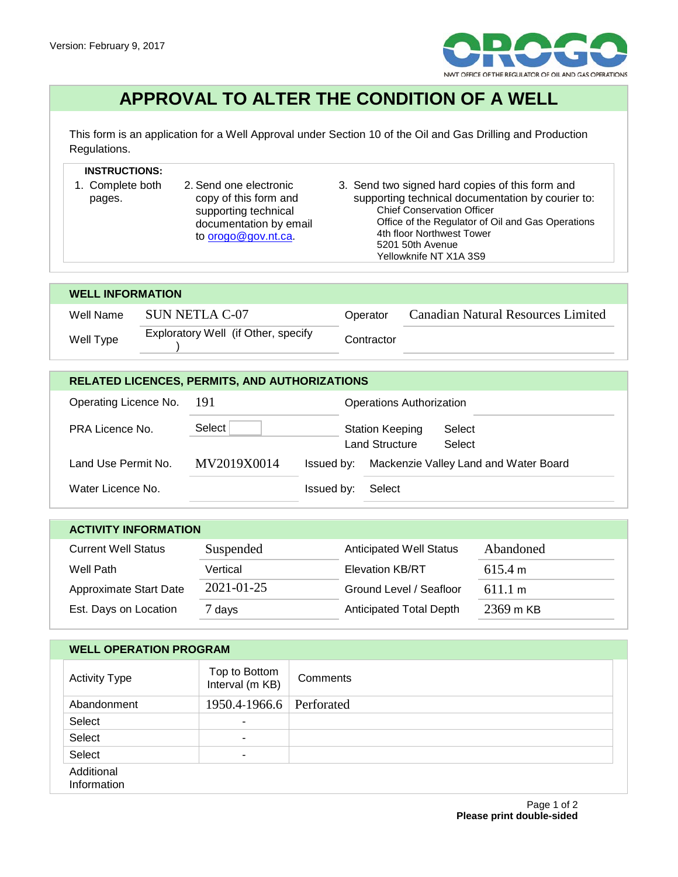Version: February 9, 2017

OROGO
NWT OFFICE OF THE REGULATOR OF OIL AND GAS OPERATIONS

# APPROVAL TO ALTER THE CONDITION OF A WELL

This form is an application for a Well Approval under Section 10 of the Oil and Gas Drilling and Production Regulations.

**INSTRUCTIONS:**

1. Complete both pages.
2. Send one electronic copy of this form and supporting technical documentation by email to orogo@gov.nt.ca.
3. Send two signed hard copies of this form and supporting technical documentation by courier to:
   Chief Conservation Officer
   Office of the Regulator of Oil and Gas Operations
   4th floor Northwest Tower
   5201 50th Avenue
   Yellowknife NT X1A 3S9

## WELL INFORMATION

| | | | |
|---|---|---|---|
| Well Name | SUN NETLA C-07 | Operator | Canadian Natural Resources Limited |
| Well Type | Exploratory Well (if Other, specify ) | Contractor | |

## RELATED LICENCES, PERMITS, AND AUTHORIZATIONS

| | | | |
|---|---|---|---|
| Operating Licence No. | 191 | Operations Authorization | |
| PRA Licence No. | Select | Station Keeping | Select |
| | | Land Structure | Select |
| Land Use Permit No. | MV2019X0014 | Issued by: | Mackenzie Valley Land and Water Board |
| Water Licence No. | | Issued by: | Select |

## ACTIVITY INFORMATION

| | | | |
|---|---|---|---|
| Current Well Status | Suspended | Anticipated Well Status | Abandoned |
| Well Path | Vertical | Elevation KB/RT | 615.4 m |
| Approximate Start Date | 2021-01-25 | Ground Level / Seafloor | 611.1 m |
| Est. Days on Location | 7 days | Anticipated Total Depth | 2369 m KB |

## WELL OPERATION PROGRAM

| Activity Type | Top to Bottom Interval (m KB) | Comments |
|---|---|---|
| Abandonment | 1950.4-1966.6 | Perforated |
| Select | - | |
| Select | - | |
| Select | - | |

Additional Information

**Please print double-sided**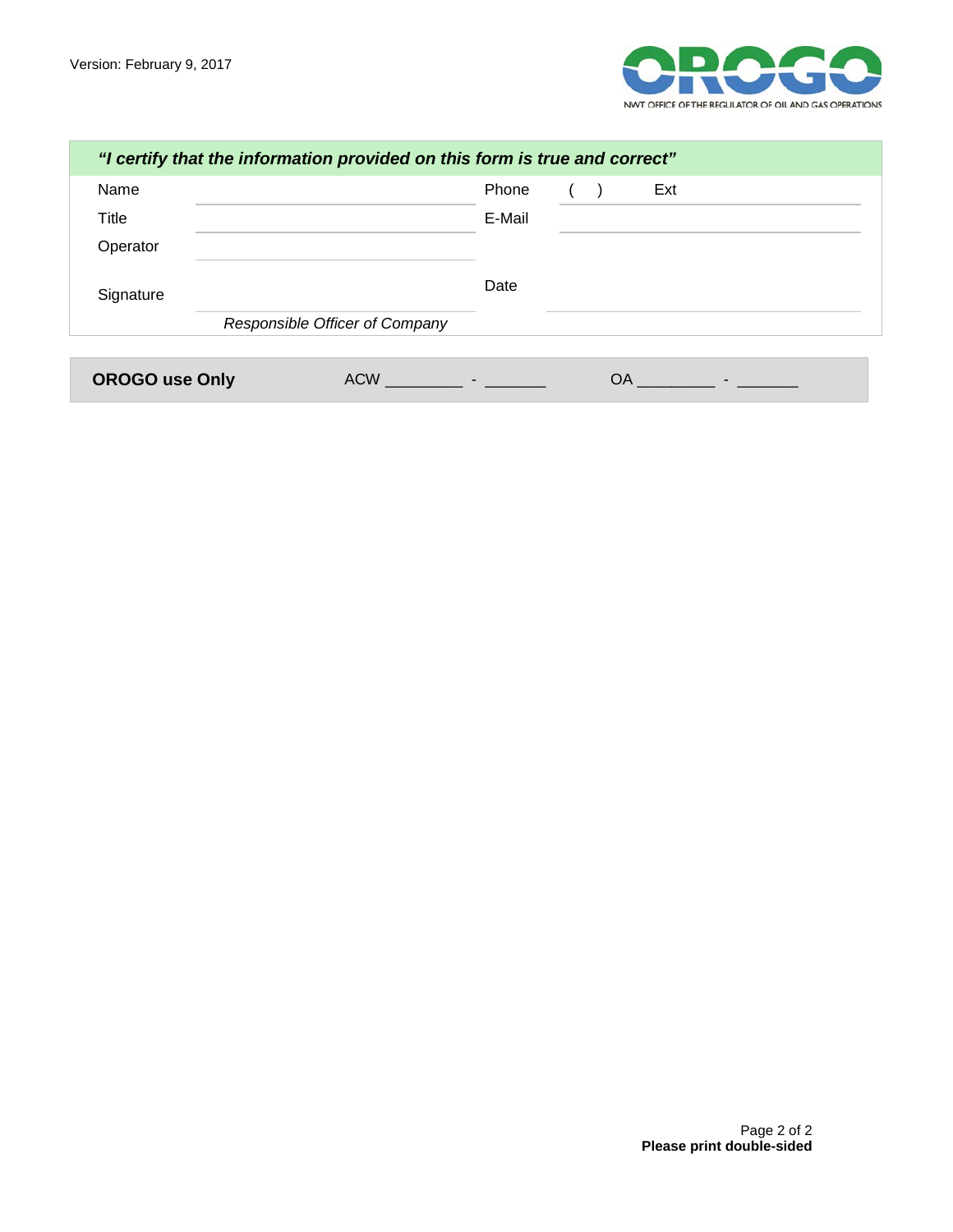Version: February 9, 2017

OROGO
NWT OFFICE OF THE REGULATOR OF OIL AND GAS OPERATIONS

***"I certify that the information provided on this form is true and correct"***

| | | | |
|---|---|---|---|
| Name | | Phone | (    )          Ext |
| Title | | E-Mail | |
| Operator | | | |
| Signature | | Date | |
| | *Responsible Officer of Company* | | |

**OROGO use Only**    ACW ________ - ______    OA ________ - ______

**Please print double-sided**